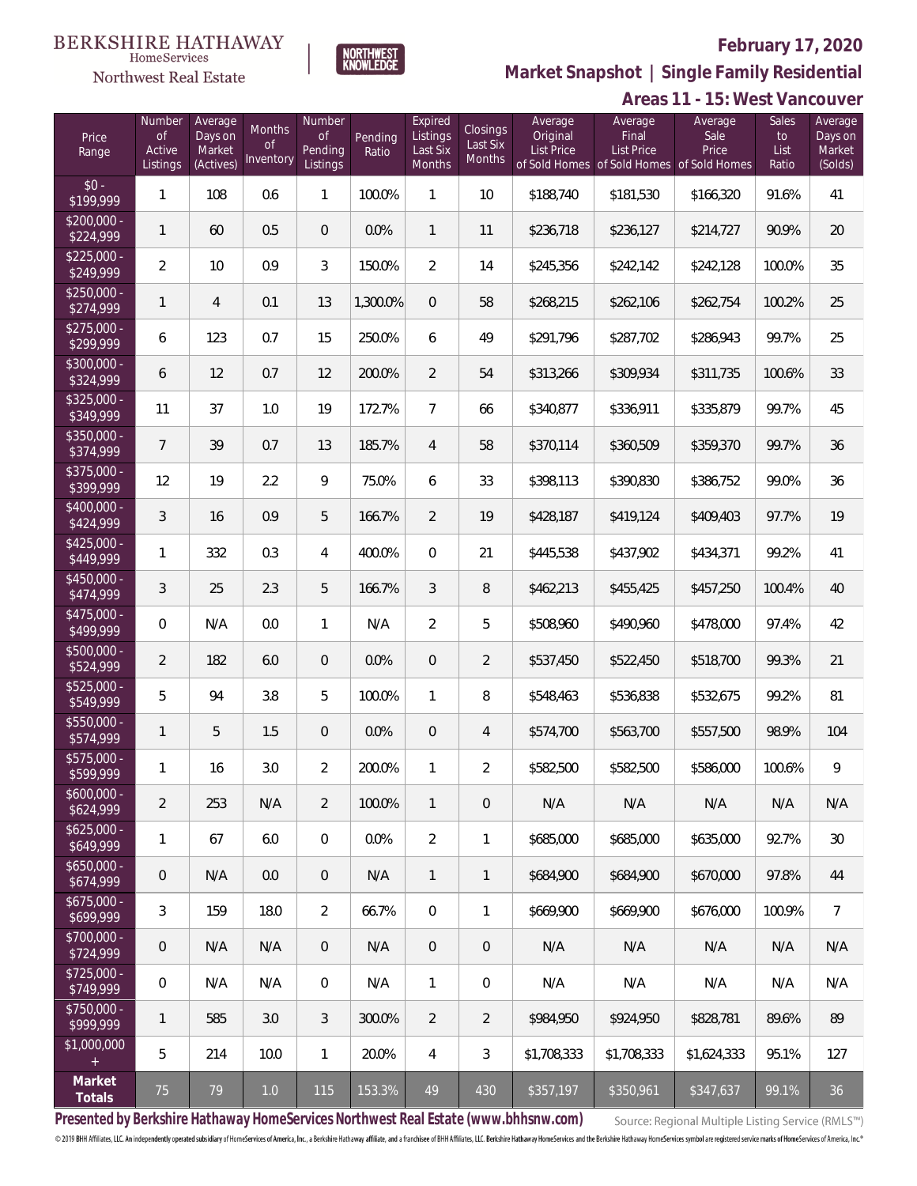BERKSHIRE HATHAWAY HomeServices Northwest Real Estate

NORTHWEST KNOWLEDGE

# February 17, 2020

## Market Snapshot | Single Family Residential

### Areas 11 - 15: West Vancouver

| Price Range | Number of Active Listings | Average Days on Market (Actives) | Months of Inventory | Number of Pending Listings | Pending Ratio | Expired Listings Last Six Months | Closings Last Six Months | Average Original List Price of Sold Homes | Average Final List Price of Sold Homes | Average Sale Price of Sold Homes | Sales to List Ratio | Average Days on Market (Solds) |
|---|---|---|---|---|---|---|---|---|---|---|---|---|
| $0 - $199,999 | 1 | 108 | 0.6 | 1 | 100.0% | 1 | 10 | $188,740 | $181,530 | $166,320 | 91.6% | 41 |
| $200,000 - $224,999 | 1 | 60 | 0.5 | 0 | 0.0% | 1 | 11 | $236,718 | $236,127 | $214,727 | 90.9% | 20 |
| $225,000 - $249,999 | 2 | 10 | 0.9 | 3 | 150.0% | 2 | 14 | $245,356 | $242,142 | $242,128 | 100.0% | 35 |
| $250,000 - $274,999 | 1 | 4 | 0.1 | 13 | 1,300.0% | 0 | 58 | $268,215 | $262,106 | $262,754 | 100.2% | 25 |
| $275,000 - $299,999 | 6 | 123 | 0.7 | 15 | 250.0% | 6 | 49 | $291,796 | $287,702 | $286,943 | 99.7% | 25 |
| $300,000 - $324,999 | 6 | 12 | 0.7 | 12 | 200.0% | 2 | 54 | $313,266 | $309,934 | $311,735 | 100.6% | 33 |
| $325,000 - $349,999 | 11 | 37 | 1.0 | 19 | 172.7% | 7 | 66 | $340,877 | $336,911 | $335,879 | 99.7% | 45 |
| $350,000 - $374,999 | 7 | 39 | 0.7 | 13 | 185.7% | 4 | 58 | $370,114 | $360,509 | $359,370 | 99.7% | 36 |
| $375,000 - $399,999 | 12 | 19 | 2.2 | 9 | 75.0% | 6 | 33 | $398,113 | $390,830 | $386,752 | 99.0% | 36 |
| $400,000 - $424,999 | 3 | 16 | 0.9 | 5 | 166.7% | 2 | 19 | $428,187 | $419,124 | $409,403 | 97.7% | 19 |
| $425,000 - $449,999 | 1 | 332 | 0.3 | 4 | 400.0% | 0 | 21 | $445,538 | $437,902 | $434,371 | 99.2% | 41 |
| $450,000 - $474,999 | 3 | 25 | 2.3 | 5 | 166.7% | 3 | 8 | $462,213 | $455,425 | $457,250 | 100.4% | 40 |
| $475,000 - $499,999 | 0 | N/A | 0.0 | 1 | N/A | 2 | 5 | $508,960 | $490,960 | $478,000 | 97.4% | 42 |
| $500,000 - $524,999 | 2 | 182 | 6.0 | 0 | 0.0% | 0 | 2 | $537,450 | $522,450 | $518,700 | 99.3% | 21 |
| $525,000 - $549,999 | 5 | 94 | 3.8 | 5 | 100.0% | 1 | 8 | $548,463 | $536,838 | $532,675 | 99.2% | 81 |
| $550,000 - $574,999 | 1 | 5 | 1.5 | 0 | 0.0% | 0 | 4 | $574,700 | $563,700 | $557,500 | 98.9% | 104 |
| $575,000 - $599,999 | 1 | 16 | 3.0 | 2 | 200.0% | 1 | 2 | $582,500 | $582,500 | $586,000 | 100.6% | 9 |
| $600,000 - $624,999 | 2 | 253 | N/A | 2 | 100.0% | 1 | 0 | N/A | N/A | N/A | N/A | N/A |
| $625,000 - $649,999 | 1 | 67 | 6.0 | 0 | 0.0% | 2 | 1 | $685,000 | $685,000 | $635,000 | 92.7% | 30 |
| $650,000 - $674,999 | 0 | N/A | 0.0 | 0 | N/A | 1 | 1 | $684,900 | $684,900 | $670,000 | 97.8% | 44 |
| $675,000 - $699,999 | 3 | 159 | 18.0 | 2 | 66.7% | 0 | 1 | $669,900 | $669,900 | $676,000 | 100.9% | 7 |
| $700,000 - $724,999 | 0 | N/A | N/A | 0 | N/A | 0 | 0 | N/A | N/A | N/A | N/A | N/A |
| $725,000 - $749,999 | 0 | N/A | N/A | 0 | N/A | 1 | 0 | N/A | N/A | N/A | N/A | N/A |
| $750,000 - $999,999 | 1 | 585 | 3.0 | 3 | 300.0% | 2 | 2 | $984,950 | $924,950 | $828,781 | 89.6% | 89 |
| $1,000,000 + | 5 | 214 | 10.0 | 1 | 20.0% | 4 | 3 | $1,708,333 | $1,708,333 | $1,624,333 | 95.1% | 127 |
| **Market Totals** | 75 | 79 | 1.0 | 115 | 153.3% | 49 | 430 | $357,197 | $350,961 | $347,637 | 99.1% | 36 |

**Presented by Berkshire Hathaway HomeServices Northwest Real Estate (www.bhhsnw.com)**

Source: Regional Multiple Listing Service (RMLS™)

© 2019 BHH Affiliates, LLC. An independently operated subsidiary of HomeServices of America, Inc., a Berkshire Hathaway affiliate, and a franchisee of BHH Affiliates, LLC. Berkshire Hathaway HomeServices and the Berkshire Hathaway HomeServices symbol are registered service marks of HomeServices of America, Inc.®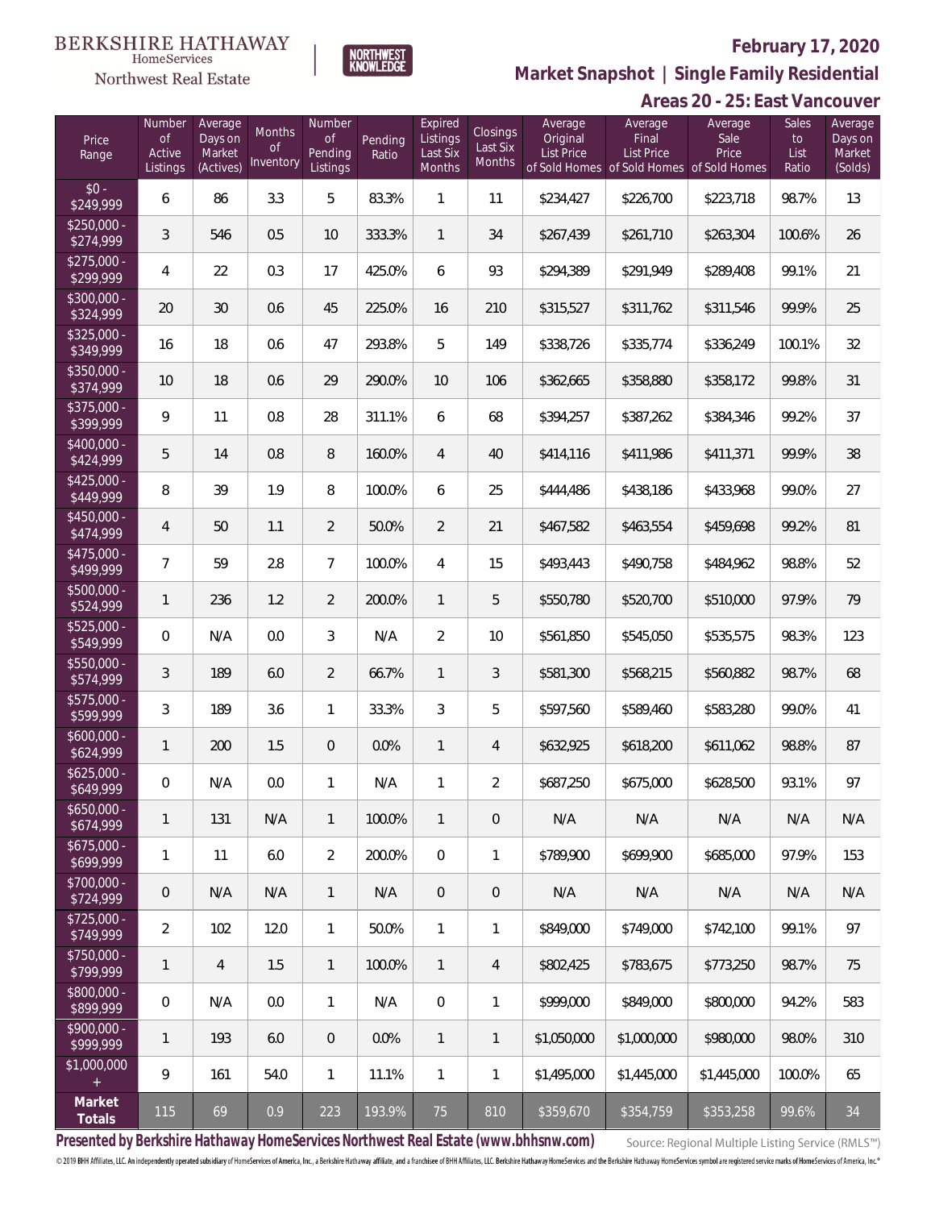BERKSHIRE HATHAWAY HomeServices Northwest Real Estate

NORTHWEST KNOWLEDGE

## February 17, 2020

## Market Snapshot | Single Family Residential

## Areas 20 - 25: East Vancouver

| Price Range | Number of Active Listings | Average Days on Market (Actives) | Months of Inventory | Number of Pending Listings | Pending Ratio | Expired Listings Last Six Months | Closings Last Six Months | Average Original List Price of Sold Homes | Average Final List Price of Sold Homes | Average Sale Price of Sold Homes | Sales to List Ratio | Average Days on Market (Solds) |
|---|---|---|---|---|---|---|---|---|---|---|---|---|
| $0 - $249,999 | 6 | 86 | 3.3 | 5 | 83.3% | 1 | 11 | $234,427 | $226,700 | $223,718 | 98.7% | 13 |
| $250,000 - $274,999 | 3 | 546 | 0.5 | 10 | 333.3% | 1 | 34 | $267,439 | $261,710 | $263,304 | 100.6% | 26 |
| $275,000 - $299,999 | 4 | 22 | 0.3 | 17 | 425.0% | 6 | 93 | $294,389 | $291,949 | $289,408 | 99.1% | 21 |
| $300,000 - $324,999 | 20 | 30 | 0.6 | 45 | 225.0% | 16 | 210 | $315,527 | $311,762 | $311,546 | 99.9% | 25 |
| $325,000 - $349,999 | 16 | 18 | 0.6 | 47 | 293.8% | 5 | 149 | $338,726 | $335,774 | $336,249 | 100.1% | 32 |
| $350,000 - $374,999 | 10 | 18 | 0.6 | 29 | 290.0% | 10 | 106 | $362,665 | $358,880 | $358,172 | 99.8% | 31 |
| $375,000 - $399,999 | 9 | 11 | 0.8 | 28 | 311.1% | 6 | 68 | $394,257 | $387,262 | $384,346 | 99.2% | 37 |
| $400,000 - $424,999 | 5 | 14 | 0.8 | 8 | 160.0% | 4 | 40 | $414,116 | $411,986 | $411,371 | 99.9% | 38 |
| $425,000 - $449,999 | 8 | 39 | 1.9 | 8 | 100.0% | 6 | 25 | $444,486 | $438,186 | $433,968 | 99.0% | 27 |
| $450,000 - $474,999 | 4 | 50 | 1.1 | 2 | 50.0% | 2 | 21 | $467,582 | $463,554 | $459,698 | 99.2% | 81 |
| $475,000 - $499,999 | 7 | 59 | 2.8 | 7 | 100.0% | 4 | 15 | $493,443 | $490,758 | $484,962 | 98.8% | 52 |
| $500,000 - $524,999 | 1 | 236 | 1.2 | 2 | 200.0% | 1 | 5 | $550,780 | $520,700 | $510,000 | 97.9% | 79 |
| $525,000 - $549,999 | 0 | N/A | 0.0 | 3 | N/A | 2 | 10 | $561,850 | $545,050 | $535,575 | 98.3% | 123 |
| $550,000 - $574,999 | 3 | 189 | 6.0 | 2 | 66.7% | 1 | 3 | $581,300 | $568,215 | $560,882 | 98.7% | 68 |
| $575,000 - $599,999 | 3 | 189 | 3.6 | 1 | 33.3% | 3 | 5 | $597,560 | $589,460 | $583,280 | 99.0% | 41 |
| $600,000 - $624,999 | 1 | 200 | 1.5 | 0 | 0.0% | 1 | 4 | $632,925 | $618,200 | $611,062 | 98.8% | 87 |
| $625,000 - $649,999 | 0 | N/A | 0.0 | 1 | N/A | 1 | 2 | $687,250 | $675,000 | $628,500 | 93.1% | 97 |
| $650,000 - $674,999 | 1 | 131 | N/A | 1 | 100.0% | 1 | 0 | N/A | N/A | N/A | N/A | N/A |
| $675,000 - $699,999 | 1 | 11 | 6.0 | 2 | 200.0% | 0 | 1 | $789,900 | $699,900 | $685,000 | 97.9% | 153 |
| $700,000 - $724,999 | 0 | N/A | N/A | 1 | N/A | 0 | 0 | N/A | N/A | N/A | N/A | N/A |
| $725,000 - $749,999 | 2 | 102 | 12.0 | 1 | 50.0% | 1 | 1 | $849,000 | $749,000 | $742,100 | 99.1% | 97 |
| $750,000 - $799,999 | 1 | 4 | 1.5 | 1 | 100.0% | 1 | 4 | $802,425 | $783,675 | $773,250 | 98.7% | 75 |
| $800,000 - $899,999 | 0 | N/A | 0.0 | 1 | N/A | 0 | 1 | $999,000 | $849,000 | $800,000 | 94.2% | 583 |
| $900,000 - $999,999 | 1 | 193 | 6.0 | 0 | 0.0% | 1 | 1 | $1,050,000 | $1,000,000 | $980,000 | 98.0% | 310 |
| $1,000,000 + | 9 | 161 | 54.0 | 1 | 11.1% | 1 | 1 | $1,495,000 | $1,445,000 | $1,445,000 | 100.0% | 65 |
| **Market Totals** | 115 | 69 | 0.9 | 223 | 193.9% | 75 | 810 | $359,670 | $354,759 | $353,258 | 99.6% | 34 |

**Presented by Berkshire Hathaway HomeServices Northwest Real Estate (www.bhhsnw.com)**

Source: Regional Multiple Listing Service (RMLS™)

© 2019 BHH Affiliates, LLC. An independently operated subsidiary of HomeServices of America, Inc., a Berkshire Hathaway affiliate, and a franchisee of BHH Affiliates, LLC. Berkshire Hathaway HomeServices and the Berkshire Hathaway HomeServices symbol are registered service marks of HomeServices of America, Inc.®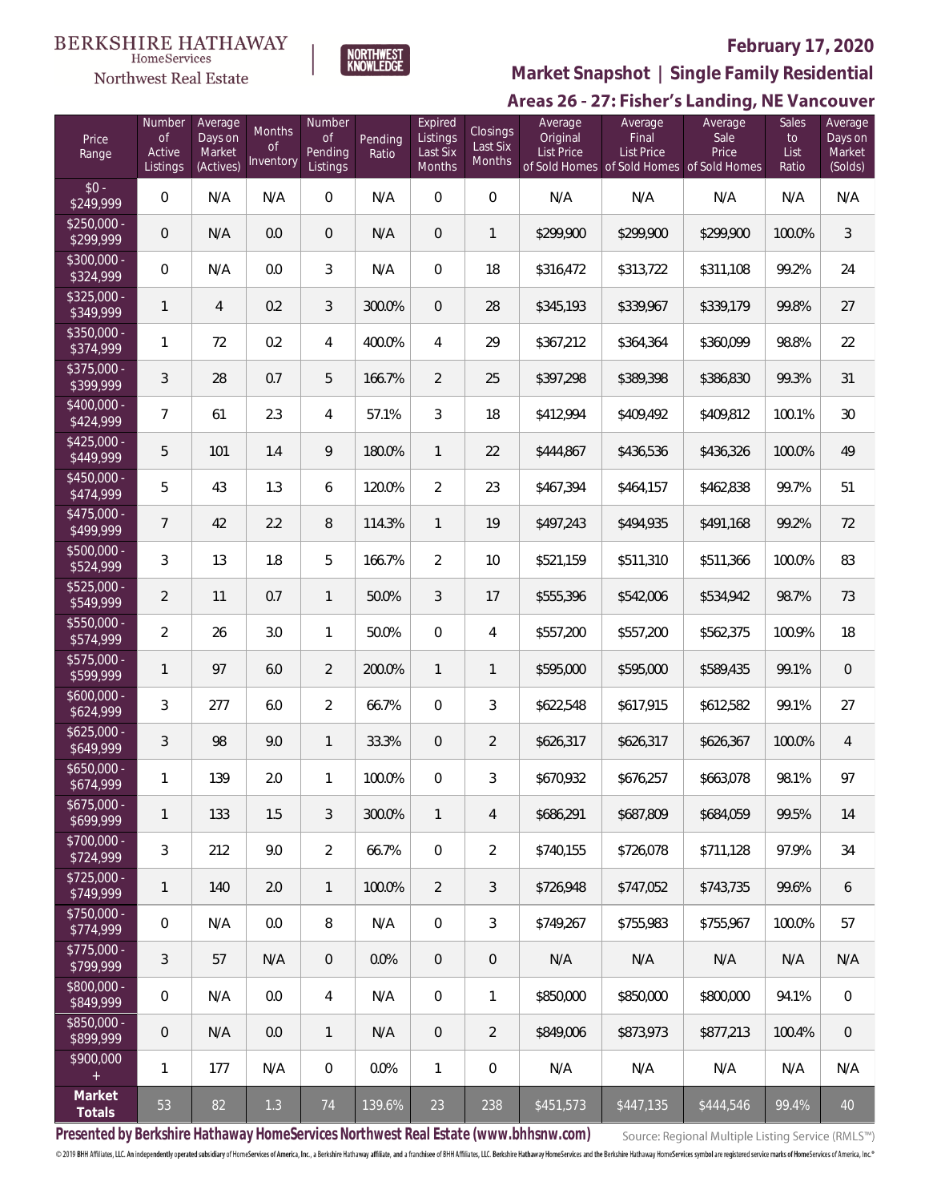BERKSHIRE HATHAWAY HomeServices Northwest Real Estate

NORTHWEST KNOWLEDGE

## February 17, 2020

## Market Snapshot | Single Family Residential

## Areas 26 - 27: Fisher's Landing, NE Vancouver

| Price Range | Number of Active Listings | Average Days on Market (Actives) | Months of Inventory | Number of Pending Listings | Pending Ratio | Expired Listings Last Six Months | Closings Last Six Months | Average Original List Price of Sold Homes | Average Final List Price of Sold Homes | Average Sale Price of Sold Homes | Sales to List Ratio | Average Days on Market (Solds) |
|---|---|---|---|---|---|---|---|---|---|---|---|---|
| $0 - $249,999 | 0 | N/A | N/A | 0 | N/A | 0 | 0 | N/A | N/A | N/A | N/A | N/A |
| $250,000 - $299,999 | 0 | N/A | 0.0 | 0 | N/A | 0 | 1 | $299,900 | $299,900 | $299,900 | 100.0% | 3 |
| $300,000 - $324,999 | 0 | N/A | 0.0 | 3 | N/A | 0 | 18 | $316,472 | $313,722 | $311,108 | 99.2% | 24 |
| $325,000 - $349,999 | 1 | 4 | 0.2 | 3 | 300.0% | 0 | 28 | $345,193 | $339,967 | $339,179 | 99.8% | 27 |
| $350,000 - $374,999 | 1 | 72 | 0.2 | 4 | 400.0% | 4 | 29 | $367,212 | $364,364 | $360,099 | 98.8% | 22 |
| $375,000 - $399,999 | 3 | 28 | 0.7 | 5 | 166.7% | 2 | 25 | $397,298 | $389,398 | $386,830 | 99.3% | 31 |
| $400,000 - $424,999 | 7 | 61 | 2.3 | 4 | 57.1% | 3 | 18 | $412,994 | $409,492 | $409,812 | 100.1% | 30 |
| $425,000 - $449,999 | 5 | 101 | 1.4 | 9 | 180.0% | 1 | 22 | $444,867 | $436,536 | $436,326 | 100.0% | 49 |
| $450,000 - $474,999 | 5 | 43 | 1.3 | 6 | 120.0% | 2 | 23 | $467,394 | $464,157 | $462,838 | 99.7% | 51 |
| $475,000 - $499,999 | 7 | 42 | 2.2 | 8 | 114.3% | 1 | 19 | $497,243 | $494,935 | $491,168 | 99.2% | 72 |
| $500,000 - $524,999 | 3 | 13 | 1.8 | 5 | 166.7% | 2 | 10 | $521,159 | $511,310 | $511,366 | 100.0% | 83 |
| $525,000 - $549,999 | 2 | 11 | 0.7 | 1 | 50.0% | 3 | 17 | $555,396 | $542,006 | $534,942 | 98.7% | 73 |
| $550,000 - $574,999 | 2 | 26 | 3.0 | 1 | 50.0% | 0 | 4 | $557,200 | $557,200 | $562,375 | 100.9% | 18 |
| $575,000 - $599,999 | 1 | 97 | 6.0 | 2 | 200.0% | 1 | 1 | $595,000 | $595,000 | $589,435 | 99.1% | 0 |
| $600,000 - $624,999 | 3 | 277 | 6.0 | 2 | 66.7% | 0 | 3 | $622,548 | $617,915 | $612,582 | 99.1% | 27 |
| $625,000 - $649,999 | 3 | 98 | 9.0 | 1 | 33.3% | 0 | 2 | $626,317 | $626,317 | $626,367 | 100.0% | 4 |
| $650,000 - $674,999 | 1 | 139 | 2.0 | 1 | 100.0% | 0 | 3 | $670,932 | $676,257 | $663,078 | 98.1% | 97 |
| $675,000 - $699,999 | 1 | 133 | 1.5 | 3 | 300.0% | 1 | 4 | $686,291 | $687,809 | $684,059 | 99.5% | 14 |
| $700,000 - $724,999 | 3 | 212 | 9.0 | 2 | 66.7% | 0 | 2 | $740,155 | $726,078 | $711,128 | 97.9% | 34 |
| $725,000 - $749,999 | 1 | 140 | 2.0 | 1 | 100.0% | 2 | 3 | $726,948 | $747,052 | $743,735 | 99.6% | 6 |
| $750,000 - $774,999 | 0 | N/A | 0.0 | 8 | N/A | 0 | 3 | $749,267 | $755,983 | $755,967 | 100.0% | 57 |
| $775,000 - $799,999 | 3 | 57 | N/A | 0 | 0.0% | 0 | 0 | N/A | N/A | N/A | N/A | N/A |
| $800,000 - $849,999 | 0 | N/A | 0.0 | 4 | N/A | 0 | 1 | $850,000 | $850,000 | $800,000 | 94.1% | 0 |
| $850,000 - $899,999 | 0 | N/A | 0.0 | 1 | N/A | 0 | 2 | $849,006 | $873,973 | $877,213 | 100.4% | 0 |
| $900,000 + | 1 | 177 | N/A | 0 | 0.0% | 1 | 0 | N/A | N/A | N/A | N/A | N/A |
| **Market Totals** | 53 | 82 | 1.3 | 74 | 139.6% | 23 | 238 | $451,573 | $447,135 | $444,546 | 99.4% | 40 |

**Presented by Berkshire Hathaway HomeServices Northwest Real Estate (www.bhhsnw.com)**

Source: Regional Multiple Listing Service (RMLS™)

© 2019 BHH Affiliates, LLC. An independently operated subsidiary of HomeServices of America, Inc., a Berkshire Hathaway affiliate, and a franchisee of BHH Affiliates, LLC. Berkshire Hathaway HomeServices and the Berkshire Hathaway HomeServices symbol are registered service marks of HomeServices of America, Inc.®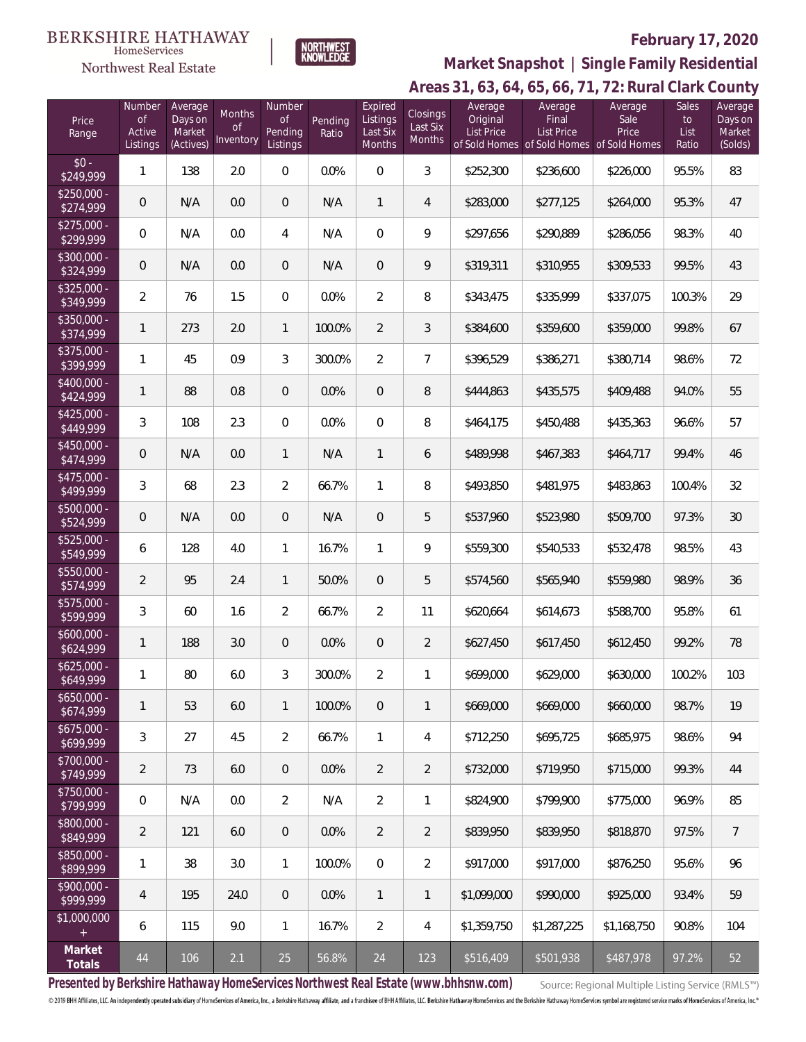BERKSHIRE HATHAWAY HomeServices Northwest Real Estate

NORTHWEST KNOWLEDGE

**February 17, 2020**

**Market Snapshot | Single Family Residential**

**Areas 31, 63, 64, 65, 66, 71, 72: Rural Clark County**

| Price Range | Number of Active Listings | Average Days on Market (Actives) | Months of Inventory | Number of Pending Listings | Pending Ratio | Expired Listings Last Six Months | Closings Last Six Months | Average Original List Price of Sold Homes | Average Final List Price of Sold Homes | Average Sale Price of Sold Homes | Sales to List Ratio | Average Days on Market (Solds) |
|---|---|---|---|---|---|---|---|---|---|---|---|---|
| $0 - $249,999 | 1 | 138 | 2.0 | 0 | 0.0% | 0 | 3 | $252,300 | $236,600 | $226,000 | 95.5% | 83 |
| $250,000 - $274,999 | 0 | N/A | 0.0 | 0 | N/A | 1 | 4 | $283,000 | $277,125 | $264,000 | 95.3% | 47 |
| $275,000 - $299,999 | 0 | N/A | 0.0 | 4 | N/A | 0 | 9 | $297,656 | $290,889 | $286,056 | 98.3% | 40 |
| $300,000 - $324,999 | 0 | N/A | 0.0 | 0 | N/A | 0 | 9 | $319,311 | $310,955 | $309,533 | 99.5% | 43 |
| $325,000 - $349,999 | 2 | 76 | 1.5 | 0 | 0.0% | 2 | 8 | $343,475 | $335,999 | $337,075 | 100.3% | 29 |
| $350,000 - $374,999 | 1 | 273 | 2.0 | 1 | 100.0% | 2 | 3 | $384,600 | $359,600 | $359,000 | 99.8% | 67 |
| $375,000 - $399,999 | 1 | 45 | 0.9 | 3 | 300.0% | 2 | 7 | $396,529 | $386,271 | $380,714 | 98.6% | 72 |
| $400,000 - $424,999 | 1 | 88 | 0.8 | 0 | 0.0% | 0 | 8 | $444,863 | $435,575 | $409,488 | 94.0% | 55 |
| $425,000 - $449,999 | 3 | 108 | 2.3 | 0 | 0.0% | 0 | 8 | $464,175 | $450,488 | $435,363 | 96.6% | 57 |
| $450,000 - $474,999 | 0 | N/A | 0.0 | 1 | N/A | 1 | 6 | $489,998 | $467,383 | $464,717 | 99.4% | 46 |
| $475,000 - $499,999 | 3 | 68 | 2.3 | 2 | 66.7% | 1 | 8 | $493,850 | $481,975 | $483,863 | 100.4% | 32 |
| $500,000 - $524,999 | 0 | N/A | 0.0 | 0 | N/A | 0 | 5 | $537,960 | $523,980 | $509,700 | 97.3% | 30 |
| $525,000 - $549,999 | 6 | 128 | 4.0 | 1 | 16.7% | 1 | 9 | $559,300 | $540,533 | $532,478 | 98.5% | 43 |
| $550,000 - $574,999 | 2 | 95 | 2.4 | 1 | 50.0% | 0 | 5 | $574,560 | $565,940 | $559,980 | 98.9% | 36 |
| $575,000 - $599,999 | 3 | 60 | 1.6 | 2 | 66.7% | 2 | 11 | $620,664 | $614,673 | $588,700 | 95.8% | 61 |
| $600,000 - $624,999 | 1 | 188 | 3.0 | 0 | 0.0% | 0 | 2 | $627,450 | $617,450 | $612,450 | 99.2% | 78 |
| $625,000 - $649,999 | 1 | 80 | 6.0 | 3 | 300.0% | 2 | 1 | $699,000 | $629,000 | $630,000 | 100.2% | 103 |
| $650,000 - $674,999 | 1 | 53 | 6.0 | 1 | 100.0% | 0 | 1 | $669,000 | $669,000 | $660,000 | 98.7% | 19 |
| $675,000 - $699,999 | 3 | 27 | 4.5 | 2 | 66.7% | 1 | 4 | $712,250 | $695,725 | $685,975 | 98.6% | 94 |
| $700,000 - $749,999 | 2 | 73 | 6.0 | 0 | 0.0% | 2 | 2 | $732,000 | $719,950 | $715,000 | 99.3% | 44 |
| $750,000 - $799,999 | 0 | N/A | 0.0 | 2 | N/A | 2 | 1 | $824,900 | $799,900 | $775,000 | 96.9% | 85 |
| $800,000 - $849,999 | 2 | 121 | 6.0 | 0 | 0.0% | 2 | 2 | $839,950 | $839,950 | $818,870 | 97.5% | 7 |
| $850,000 - $899,999 | 1 | 38 | 3.0 | 1 | 100.0% | 0 | 2 | $917,000 | $917,000 | $876,250 | 95.6% | 96 |
| $900,000 - $999,999 | 4 | 195 | 24.0 | 0 | 0.0% | 1 | 1 | $1,099,000 | $990,000 | $925,000 | 93.4% | 59 |
| $1,000,000 + | 6 | 115 | 9.0 | 1 | 16.7% | 2 | 4 | $1,359,750 | $1,287,225 | $1,168,750 | 90.8% | 104 |
| **Market Totals** | 44 | 106 | 2.1 | 25 | 56.8% | 24 | 123 | $516,409 | $501,938 | $487,978 | 97.2% | 52 |

**Presented by Berkshire Hathaway HomeServices Northwest Real Estate (www.bhhsnw.com)**

Source: Regional Multiple Listing Service (RMLS™)

© 2019 BHH Affiliates, LLC. An independently operated subsidiary of HomeServices of America, Inc., a Berkshire Hathaway affiliate, and a franchisee of BHH Affiliates, LLC. Berkshire Hathaway HomeServices and the Berkshire Hathaway HomeServices symbol are registered service marks of HomeServices of America, Inc.®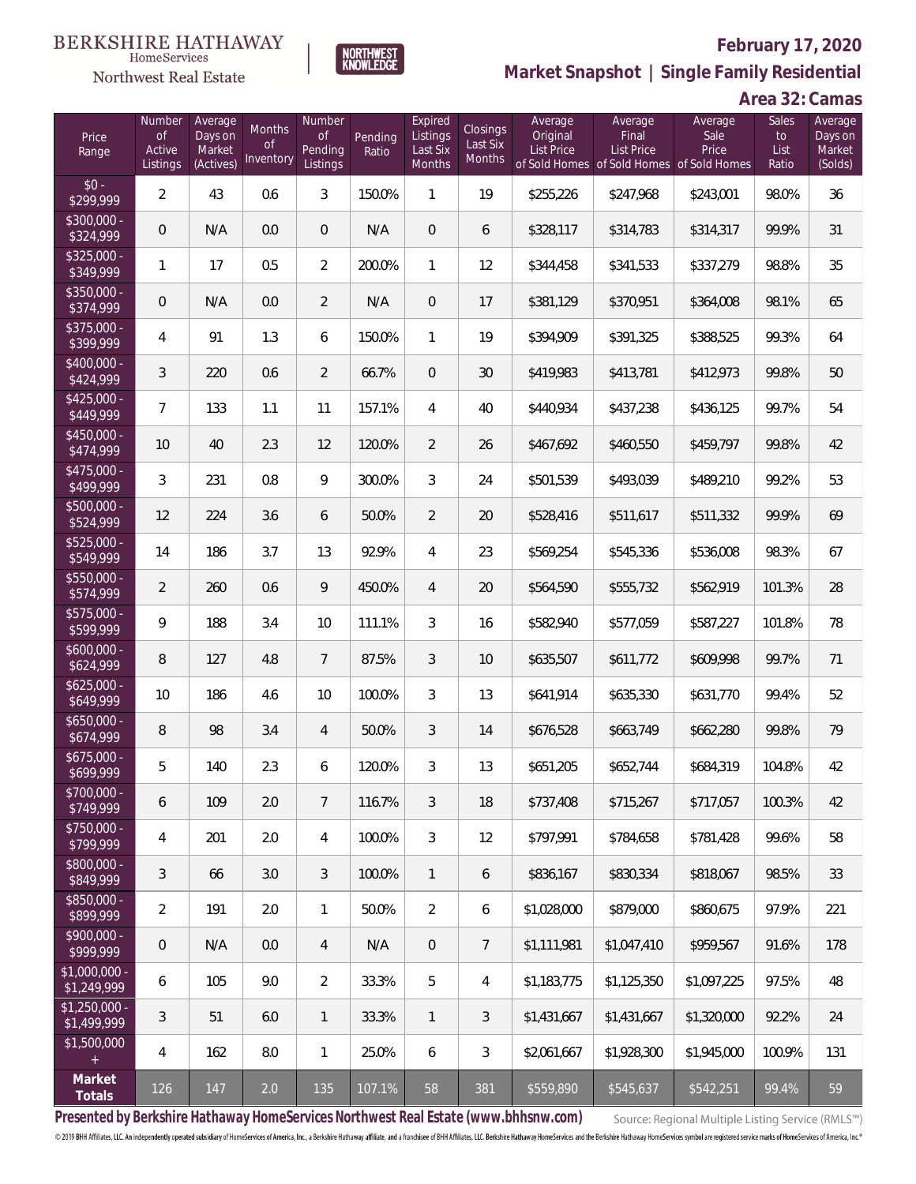BERKSHIRE HATHAWAY HomeServices Northwest Real Estate

NORTHWEST KNOWLEDGE

# February 17, 2020

## Market Snapshot | Single Family Residential

### Area 32: Camas

| Price Range | Number of Active Listings | Average Days on Market (Actives) | Months of Inventory | Number of Pending Listings | Pending Ratio | Expired Listings Last Six Months | Closings Last Six Months | Average Original List Price of Sold Homes | Average Final List Price of Sold Homes | Average Sale Price of Sold Homes | Sales to List Ratio | Average Days on Market (Solds) |
|---|---|---|---|---|---|---|---|---|---|---|---|---|
| $0 - $299,999 | 2 | 43 | 0.6 | 3 | 150.0% | 1 | 19 | $255,226 | $247,968 | $243,001 | 98.0% | 36 |
| $300,000 - $324,999 | 0 | N/A | 0.0 | 0 | N/A | 0 | 6 | $328,117 | $314,783 | $314,317 | 99.9% | 31 |
| $325,000 - $349,999 | 1 | 17 | 0.5 | 2 | 200.0% | 1 | 12 | $344,458 | $341,533 | $337,279 | 98.8% | 35 |
| $350,000 - $374,999 | 0 | N/A | 0.0 | 2 | N/A | 0 | 17 | $381,129 | $370,951 | $364,008 | 98.1% | 65 |
| $375,000 - $399,999 | 4 | 91 | 1.3 | 6 | 150.0% | 1 | 19 | $394,909 | $391,325 | $388,525 | 99.3% | 64 |
| $400,000 - $424,999 | 3 | 220 | 0.6 | 2 | 66.7% | 0 | 30 | $419,983 | $413,781 | $412,973 | 99.8% | 50 |
| $425,000 - $449,999 | 7 | 133 | 1.1 | 11 | 157.1% | 4 | 40 | $440,934 | $437,238 | $436,125 | 99.7% | 54 |
| $450,000 - $474,999 | 10 | 40 | 2.3 | 12 | 120.0% | 2 | 26 | $467,692 | $460,550 | $459,797 | 99.8% | 42 |
| $475,000 - $499,999 | 3 | 231 | 0.8 | 9 | 300.0% | 3 | 24 | $501,539 | $493,039 | $489,210 | 99.2% | 53 |
| $500,000 - $524,999 | 12 | 224 | 3.6 | 6 | 50.0% | 2 | 20 | $528,416 | $511,617 | $511,332 | 99.9% | 69 |
| $525,000 - $549,999 | 14 | 186 | 3.7 | 13 | 92.9% | 4 | 23 | $569,254 | $545,336 | $536,008 | 98.3% | 67 |
| $550,000 - $574,999 | 2 | 260 | 0.6 | 9 | 450.0% | 4 | 20 | $564,590 | $555,732 | $562,919 | 101.3% | 28 |
| $575,000 - $599,999 | 9 | 188 | 3.4 | 10 | 111.1% | 3 | 16 | $582,940 | $577,059 | $587,227 | 101.8% | 78 |
| $600,000 - $624,999 | 8 | 127 | 4.8 | 7 | 87.5% | 3 | 10 | $635,507 | $611,772 | $609,998 | 99.7% | 71 |
| $625,000 - $649,999 | 10 | 186 | 4.6 | 10 | 100.0% | 3 | 13 | $641,914 | $635,330 | $631,770 | 99.4% | 52 |
| $650,000 - $674,999 | 8 | 98 | 3.4 | 4 | 50.0% | 3 | 14 | $676,528 | $663,749 | $662,280 | 99.8% | 79 |
| $675,000 - $699,999 | 5 | 140 | 2.3 | 6 | 120.0% | 3 | 13 | $651,205 | $652,744 | $684,319 | 104.8% | 42 |
| $700,000 - $749,999 | 6 | 109 | 2.0 | 7 | 116.7% | 3 | 18 | $737,408 | $715,267 | $717,057 | 100.3% | 42 |
| $750,000 - $799,999 | 4 | 201 | 2.0 | 4 | 100.0% | 3 | 12 | $797,991 | $784,658 | $781,428 | 99.6% | 58 |
| $800,000 - $849,999 | 3 | 66 | 3.0 | 3 | 100.0% | 1 | 6 | $836,167 | $830,334 | $818,067 | 98.5% | 33 |
| $850,000 - $899,999 | 2 | 191 | 2.0 | 1 | 50.0% | 2 | 6 | $1,028,000 | $879,000 | $860,675 | 97.9% | 221 |
| $900,000 - $999,999 | 0 | N/A | 0.0 | 4 | N/A | 0 | 7 | $1,111,981 | $1,047,410 | $959,567 | 91.6% | 178 |
| $1,000,000 - $1,249,999 | 6 | 105 | 9.0 | 2 | 33.3% | 5 | 4 | $1,183,775 | $1,125,350 | $1,097,225 | 97.5% | 48 |
| $1,250,000 - $1,499,999 | 3 | 51 | 6.0 | 1 | 33.3% | 1 | 3 | $1,431,667 | $1,431,667 | $1,320,000 | 92.2% | 24 |
| $1,500,000 + | 4 | 162 | 8.0 | 1 | 25.0% | 6 | 3 | $2,061,667 | $1,928,300 | $1,945,000 | 100.9% | 131 |
| **Market Totals** | 126 | 147 | 2.0 | 135 | 107.1% | 58 | 381 | $559,890 | $545,637 | $542,251 | 99.4% | 59 |

**Presented by Berkshire Hathaway HomeServices Northwest Real Estate (www.bhhsnw.com)**

Source: Regional Multiple Listing Service (RMLS™)

© 2019 BHH Affiliates, LLC. An independently operated subsidiary of HomeServices of America, Inc., a Berkshire Hathaway affiliate, and a franchisee of BHH Affiliates, LLC. Berkshire Hathaway HomeServices and the Berkshire Hathaway HomeServices symbol are registered service marks of HomeServices of America, Inc.®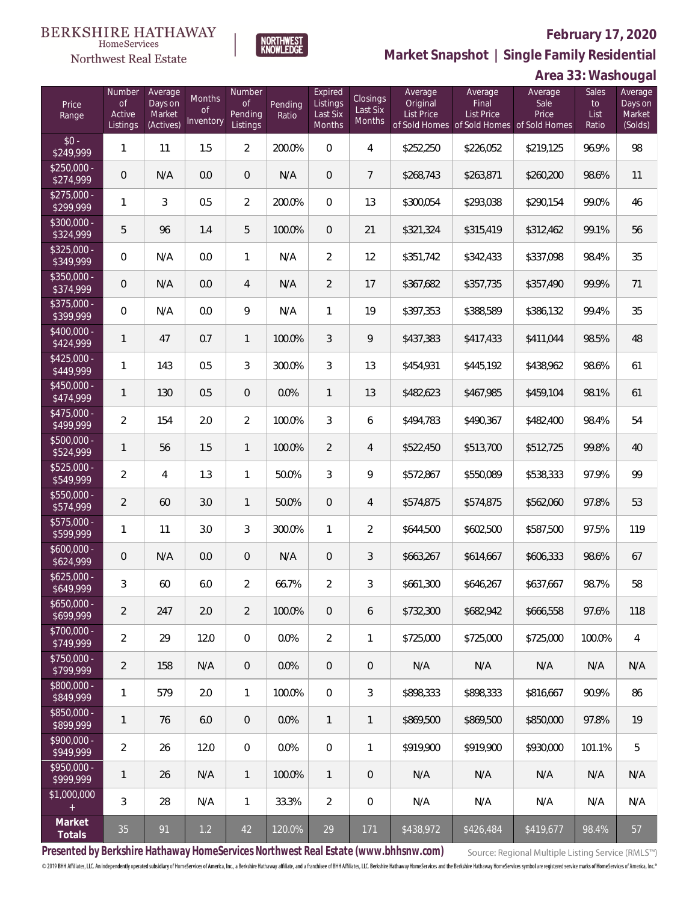BERKSHIRE HATHAWAY HomeServices Northwest Real Estate

NORTHWEST KNOWLEDGE

## February 17, 2020

## Market Snapshot | Single Family Residential

## Area 33: Washougal

| Price Range | Number of Active Listings | Average Days on Market (Actives) | Months of Inventory | Number of Pending Listings | Pending Ratio | Expired Listings Last Six Months | Closings Last Six Months | Average Original List Price of Sold Homes | Average Final List Price of Sold Homes | Average Sale Price of Sold Homes | Sales to List Ratio | Average Days on Market (Solds) |
|---|---|---|---|---|---|---|---|---|---|---|---|---|
| $0 - $249,999 | 1 | 11 | 1.5 | 2 | 200.0% | 0 | 4 | $252,250 | $226,052 | $219,125 | 96.9% | 98 |
| $250,000 - $274,999 | 0 | N/A | 0.0 | 0 | N/A | 0 | 7 | $268,743 | $263,871 | $260,200 | 98.6% | 11 |
| $275,000 - $299,999 | 1 | 3 | 0.5 | 2 | 200.0% | 0 | 13 | $300,054 | $293,038 | $290,154 | 99.0% | 46 |
| $300,000 - $324,999 | 5 | 96 | 1.4 | 5 | 100.0% | 0 | 21 | $321,324 | $315,419 | $312,462 | 99.1% | 56 |
| $325,000 - $349,999 | 0 | N/A | 0.0 | 1 | N/A | 2 | 12 | $351,742 | $342,433 | $337,098 | 98.4% | 35 |
| $350,000 - $374,999 | 0 | N/A | 0.0 | 4 | N/A | 2 | 17 | $367,682 | $357,735 | $357,490 | 99.9% | 71 |
| $375,000 - $399,999 | 0 | N/A | 0.0 | 9 | N/A | 1 | 19 | $397,353 | $388,589 | $386,132 | 99.4% | 35 |
| $400,000 - $424,999 | 1 | 47 | 0.7 | 1 | 100.0% | 3 | 9 | $437,383 | $417,433 | $411,044 | 98.5% | 48 |
| $425,000 - $449,999 | 1 | 143 | 0.5 | 3 | 300.0% | 3 | 13 | $454,931 | $445,192 | $438,962 | 98.6% | 61 |
| $450,000 - $474,999 | 1 | 130 | 0.5 | 0 | 0.0% | 1 | 13 | $482,623 | $467,985 | $459,104 | 98.1% | 61 |
| $475,000 - $499,999 | 2 | 154 | 2.0 | 2 | 100.0% | 3 | 6 | $494,783 | $490,367 | $482,400 | 98.4% | 54 |
| $500,000 - $524,999 | 1 | 56 | 1.5 | 1 | 100.0% | 2 | 4 | $522,450 | $513,700 | $512,725 | 99.8% | 40 |
| $525,000 - $549,999 | 2 | 4 | 1.3 | 1 | 50.0% | 3 | 9 | $572,867 | $550,089 | $538,333 | 97.9% | 99 |
| $550,000 - $574,999 | 2 | 60 | 3.0 | 1 | 50.0% | 0 | 4 | $574,875 | $574,875 | $562,060 | 97.8% | 53 |
| $575,000 - $599,999 | 1 | 11 | 3.0 | 3 | 300.0% | 1 | 2 | $644,500 | $602,500 | $587,500 | 97.5% | 119 |
| $600,000 - $624,999 | 0 | N/A | 0.0 | 0 | N/A | 0 | 3 | $663,267 | $614,667 | $606,333 | 98.6% | 67 |
| $625,000 - $649,999 | 3 | 60 | 6.0 | 2 | 66.7% | 2 | 3 | $661,300 | $646,267 | $637,667 | 98.7% | 58 |
| $650,000 - $699,999 | 2 | 247 | 2.0 | 2 | 100.0% | 0 | 6 | $732,300 | $682,942 | $666,558 | 97.6% | 118 |
| $700,000 - $749,999 | 2 | 29 | 12.0 | 0 | 0.0% | 2 | 1 | $725,000 | $725,000 | $725,000 | 100.0% | 4 |
| $750,000 - $799,999 | 2 | 158 | N/A | 0 | 0.0% | 0 | 0 | N/A | N/A | N/A | N/A | N/A |
| $800,000 - $849,999 | 1 | 579 | 2.0 | 1 | 100.0% | 0 | 3 | $898,333 | $898,333 | $816,667 | 90.9% | 86 |
| $850,000 - $899,999 | 1 | 76 | 6.0 | 0 | 0.0% | 1 | 1 | $869,500 | $869,500 | $850,000 | 97.8% | 19 |
| $900,000 - $949,999 | 2 | 26 | 12.0 | 0 | 0.0% | 0 | 1 | $919,900 | $919,900 | $930,000 | 101.1% | 5 |
| $950,000 - $999,999 | 1 | 26 | N/A | 1 | 100.0% | 1 | 0 | N/A | N/A | N/A | N/A | N/A |
| $1,000,000 + | 3 | 28 | N/A | 1 | 33.3% | 2 | 0 | N/A | N/A | N/A | N/A | N/A |
| **Market Totals** | 35 | 91 | 1.2 | 42 | 120.0% | 29 | 171 | $438,972 | $426,484 | $419,677 | 98.4% | 57 |

**Presented by Berkshire Hathaway HomeServices Northwest Real Estate (www.bhhsnw.com)**

Source: Regional Multiple Listing Service (RMLS™)

© 2019 BHH Affiliates, LLC. An independently operated subsidiary of HomeServices of America, Inc., a Berkshire Hathaway affiliate, and a franchisee of BHH Affiliates, LLC. Berkshire Hathaway HomeServices and the Berkshire Hathaway HomeServices symbol are registered service marks of HomeServices of America, Inc.®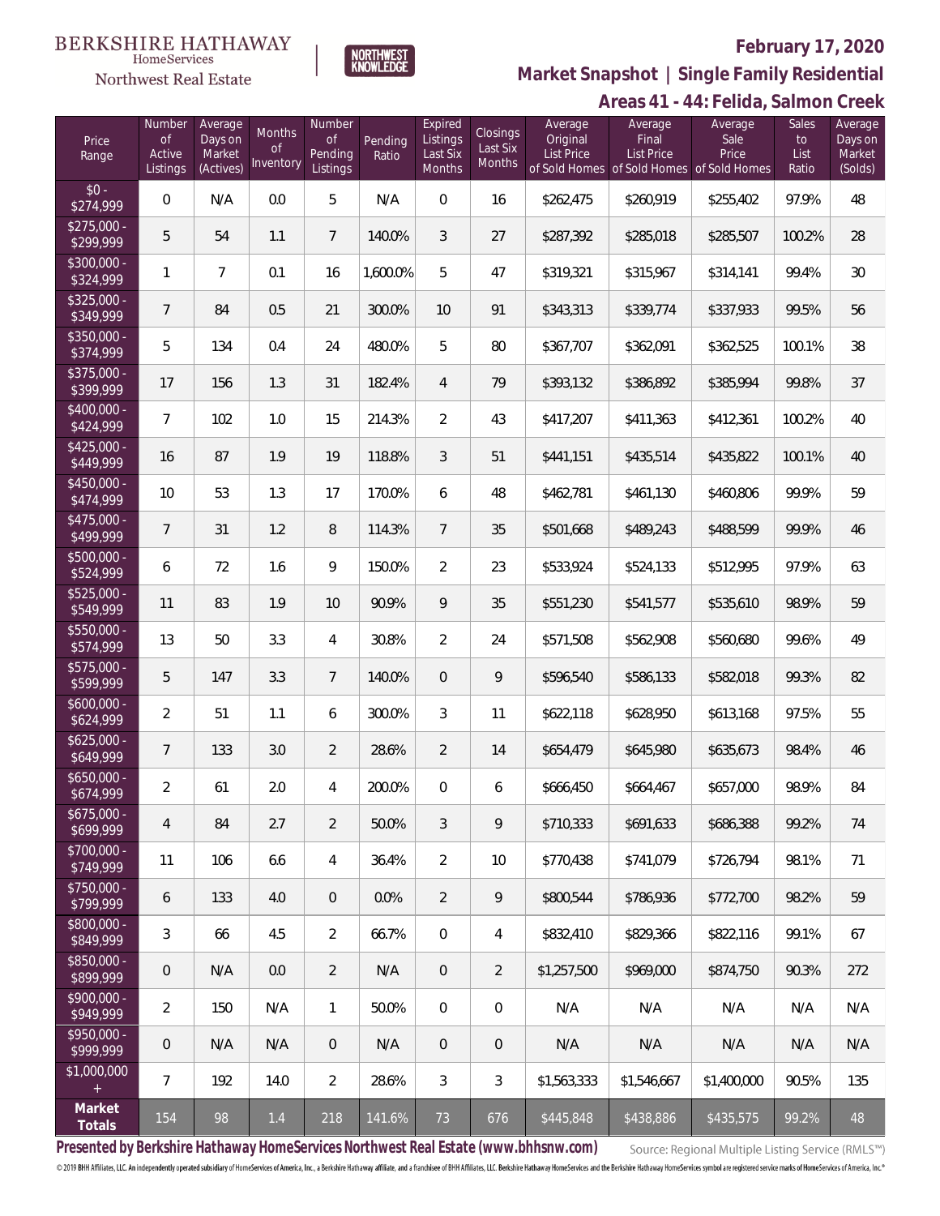BERKSHIRE HATHAWAY HomeServices Northwest Real Estate

NORTHWEST KNOWLEDGE

# February 17, 2020

## Market Snapshot | Single Family Residential

## Areas 41 - 44: Felida, Salmon Creek

| Price Range | Number of Active Listings | Average Days on Market (Actives) | Months of Inventory | Number of Pending Listings | Pending Ratio | Expired Listings Last Six Months | Closings Last Six Months | Average Original List Price of Sold Homes | Average Final List Price of Sold Homes | Average Sale Price of Sold Homes | Sales to List Ratio | Average Days on Market (Solds) |
|---|---|---|---|---|---|---|---|---|---|---|---|---|
| $0 - $274,999 | 0 | N/A | 0.0 | 5 | N/A | 0 | 16 | $262,475 | $260,919 | $255,402 | 97.9% | 48 |
| $275,000 - $299,999 | 5 | 54 | 1.1 | 7 | 140.0% | 3 | 27 | $287,392 | $285,018 | $285,507 | 100.2% | 28 |
| $300,000 - $324,999 | 1 | 7 | 0.1 | 16 | 1,600.0% | 5 | 47 | $319,321 | $315,967 | $314,141 | 99.4% | 30 |
| $325,000 - $349,999 | 7 | 84 | 0.5 | 21 | 300.0% | 10 | 91 | $343,313 | $339,774 | $337,933 | 99.5% | 56 |
| $350,000 - $374,999 | 5 | 134 | 0.4 | 24 | 480.0% | 5 | 80 | $367,707 | $362,091 | $362,525 | 100.1% | 38 |
| $375,000 - $399,999 | 17 | 156 | 1.3 | 31 | 182.4% | 4 | 79 | $393,132 | $386,892 | $385,994 | 99.8% | 37 |
| $400,000 - $424,999 | 7 | 102 | 1.0 | 15 | 214.3% | 2 | 43 | $417,207 | $411,363 | $412,361 | 100.2% | 40 |
| $425,000 - $449,999 | 16 | 87 | 1.9 | 19 | 118.8% | 3 | 51 | $441,151 | $435,514 | $435,822 | 100.1% | 40 |
| $450,000 - $474,999 | 10 | 53 | 1.3 | 17 | 170.0% | 6 | 48 | $462,781 | $461,130 | $460,806 | 99.9% | 59 |
| $475,000 - $499,999 | 7 | 31 | 1.2 | 8 | 114.3% | 7 | 35 | $501,668 | $489,243 | $488,599 | 99.9% | 46 |
| $500,000 - $524,999 | 6 | 72 | 1.6 | 9 | 150.0% | 2 | 23 | $533,924 | $524,133 | $512,995 | 97.9% | 63 |
| $525,000 - $549,999 | 11 | 83 | 1.9 | 10 | 90.9% | 9 | 35 | $551,230 | $541,577 | $535,610 | 98.9% | 59 |
| $550,000 - $574,999 | 13 | 50 | 3.3 | 4 | 30.8% | 2 | 24 | $571,508 | $562,908 | $560,680 | 99.6% | 49 |
| $575,000 - $599,999 | 5 | 147 | 3.3 | 7 | 140.0% | 0 | 9 | $596,540 | $586,133 | $582,018 | 99.3% | 82 |
| $600,000 - $624,999 | 2 | 51 | 1.1 | 6 | 300.0% | 3 | 11 | $622,118 | $628,950 | $613,168 | 97.5% | 55 |
| $625,000 - $649,999 | 7 | 133 | 3.0 | 2 | 28.6% | 2 | 14 | $654,479 | $645,980 | $635,673 | 98.4% | 46 |
| $650,000 - $674,999 | 2 | 61 | 2.0 | 4 | 200.0% | 0 | 6 | $666,450 | $664,467 | $657,000 | 98.9% | 84 |
| $675,000 - $699,999 | 4 | 84 | 2.7 | 2 | 50.0% | 3 | 9 | $710,333 | $691,633 | $686,388 | 99.2% | 74 |
| $700,000 - $749,999 | 11 | 106 | 6.6 | 4 | 36.4% | 2 | 10 | $770,438 | $741,079 | $726,794 | 98.1% | 71 |
| $750,000 - $799,999 | 6 | 133 | 4.0 | 0 | 0.0% | 2 | 9 | $800,544 | $786,936 | $772,700 | 98.2% | 59 |
| $800,000 - $849,999 | 3 | 66 | 4.5 | 2 | 66.7% | 0 | 4 | $832,410 | $829,366 | $822,116 | 99.1% | 67 |
| $850,000 - $899,999 | 0 | N/A | 0.0 | 2 | N/A | 0 | 2 | $1,257,500 | $969,000 | $874,750 | 90.3% | 272 |
| $900,000 - $949,999 | 2 | 150 | N/A | 1 | 50.0% | 0 | 0 | N/A | N/A | N/A | N/A | N/A |
| $950,000 - $999,999 | 0 | N/A | N/A | 0 | N/A | 0 | 0 | N/A | N/A | N/A | N/A | N/A |
| $1,000,000 + | 7 | 192 | 14.0 | 2 | 28.6% | 3 | 3 | $1,563,333 | $1,546,667 | $1,400,000 | 90.5% | 135 |
| **Market Totals** | 154 | 98 | 1.4 | 218 | 141.6% | 73 | 676 | $445,848 | $438,886 | $435,575 | 99.2% | 48 |

**Presented by Berkshire Hathaway HomeServices Northwest Real Estate (www.bhhsnw.com)**

Source: Regional Multiple Listing Service (RMLS™)

© 2019 BHH Affiliates, LLC. An independently operated subsidiary of HomeServices of America, Inc., a Berkshire Hathaway affiliate, and a franchisee of BHH Affiliates, LLC. Berkshire Hathaway HomeServices and the Berkshire Hathaway HomeServices symbol are registered service marks of HomeServices of America, Inc.®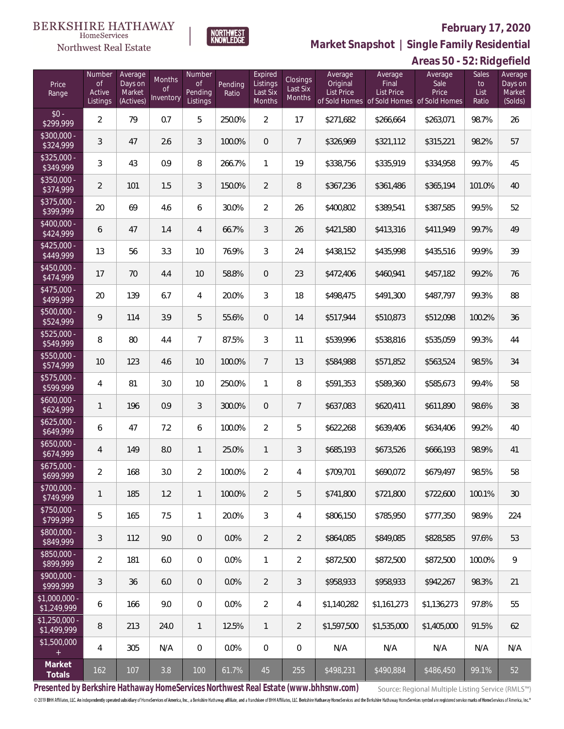BERKSHIRE HATHAWAY HomeServices Northwest Real Estate

NORTHWEST KNOWLEDGE

**February 17, 2020**

**Market Snapshot | Single Family Residential**

**Areas 50 - 52: Ridgefield**

| Price Range | Number of Active Listings | Average Days on Market (Actives) | Months of Inventory | Number of Pending Listings | Pending Ratio | Expired Listings Last Six Months | Closings Last Six Months | Average Original List Price of Sold Homes | Average Final List Price of Sold Homes | Average Sale Price of Sold Homes | Sales to List Ratio | Average Days on Market (Solds) |
|---|---|---|---|---|---|---|---|---|---|---|---|---|
| $0 - $299,999 | 2 | 79 | 0.7 | 5 | 250.0% | 2 | 17 | $271,682 | $266,664 | $263,071 | 98.7% | 26 |
| $300,000 - $324,999 | 3 | 47 | 2.6 | 3 | 100.0% | 0 | 7 | $326,969 | $321,112 | $315,221 | 98.2% | 57 |
| $325,000 - $349,999 | 3 | 43 | 0.9 | 8 | 266.7% | 1 | 19 | $338,756 | $335,919 | $334,958 | 99.7% | 45 |
| $350,000 - $374,999 | 2 | 101 | 1.5 | 3 | 150.0% | 2 | 8 | $367,236 | $361,486 | $365,194 | 101.0% | 40 |
| $375,000 - $399,999 | 20 | 69 | 4.6 | 6 | 30.0% | 2 | 26 | $400,802 | $389,541 | $387,585 | 99.5% | 52 |
| $400,000 - $424,999 | 6 | 47 | 1.4 | 4 | 66.7% | 3 | 26 | $421,580 | $413,316 | $411,949 | 99.7% | 49 |
| $425,000 - $449,999 | 13 | 56 | 3.3 | 10 | 76.9% | 3 | 24 | $438,152 | $435,998 | $435,516 | 99.9% | 39 |
| $450,000 - $474,999 | 17 | 70 | 4.4 | 10 | 58.8% | 0 | 23 | $472,406 | $460,941 | $457,182 | 99.2% | 76 |
| $475,000 - $499,999 | 20 | 139 | 6.7 | 4 | 20.0% | 3 | 18 | $498,475 | $491,300 | $487,797 | 99.3% | 88 |
| $500,000 - $524,999 | 9 | 114 | 3.9 | 5 | 55.6% | 0 | 14 | $517,944 | $510,873 | $512,098 | 100.2% | 36 |
| $525,000 - $549,999 | 8 | 80 | 4.4 | 7 | 87.5% | 3 | 11 | $539,996 | $538,816 | $535,059 | 99.3% | 44 |
| $550,000 - $574,999 | 10 | 123 | 4.6 | 10 | 100.0% | 7 | 13 | $584,988 | $571,852 | $563,524 | 98.5% | 34 |
| $575,000 - $599,999 | 4 | 81 | 3.0 | 10 | 250.0% | 1 | 8 | $591,353 | $589,360 | $585,673 | 99.4% | 58 |
| $600,000 - $624,999 | 1 | 196 | 0.9 | 3 | 300.0% | 0 | 7 | $637,083 | $620,411 | $611,890 | 98.6% | 38 |
| $625,000 - $649,999 | 6 | 47 | 7.2 | 6 | 100.0% | 2 | 5 | $622,268 | $639,406 | $634,406 | 99.2% | 40 |
| $650,000 - $674,999 | 4 | 149 | 8.0 | 1 | 25.0% | 1 | 3 | $685,193 | $673,526 | $666,193 | 98.9% | 41 |
| $675,000 - $699,999 | 2 | 168 | 3.0 | 2 | 100.0% | 2 | 4 | $709,701 | $690,072 | $679,497 | 98.5% | 58 |
| $700,000 - $749,999 | 1 | 185 | 1.2 | 1 | 100.0% | 2 | 5 | $741,800 | $721,800 | $722,600 | 100.1% | 30 |
| $750,000 - $799,999 | 5 | 165 | 7.5 | 1 | 20.0% | 3 | 4 | $806,150 | $785,950 | $777,350 | 98.9% | 224 |
| $800,000 - $849,999 | 3 | 112 | 9.0 | 0 | 0.0% | 2 | 2 | $864,085 | $849,085 | $828,585 | 97.6% | 53 |
| $850,000 - $899,999 | 2 | 181 | 6.0 | 0 | 0.0% | 1 | 2 | $872,500 | $872,500 | $872,500 | 100.0% | 9 |
| $900,000 - $999,999 | 3 | 36 | 6.0 | 0 | 0.0% | 2 | 3 | $958,933 | $958,933 | $942,267 | 98.3% | 21 |
| $1,000,000 - $1,249,999 | 6 | 166 | 9.0 | 0 | 0.0% | 2 | 4 | $1,140,282 | $1,161,273 | $1,136,273 | 97.8% | 55 |
| $1,250,000 - $1,499,999 | 8 | 213 | 24.0 | 1 | 12.5% | 1 | 2 | $1,597,500 | $1,535,000 | $1,405,000 | 91.5% | 62 |
| $1,500,000 + | 4 | 305 | N/A | 0 | 0.0% | 0 | 0 | N/A | N/A | N/A | N/A | N/A |
| **Market Totals** | 162 | 107 | 3.8 | 100 | 61.7% | 45 | 255 | $498,231 | $490,884 | $486,450 | 99.1% | 52 |

**Presented by Berkshire Hathaway HomeServices Northwest Real Estate (www.bhhsnw.com)** Source: Regional Multiple Listing Service (RMLS™)

© 2019 BHH Affiliates, LLC. An independently operated subsidiary of HomeServices of America, Inc., a Berkshire Hathaway affiliate, and a franchisee of BHH Affiliates, LLC. Berkshire Hathaway HomeServices and the Berkshire Hathaway HomeServices symbol are registered service marks of HomeServices of America, Inc.®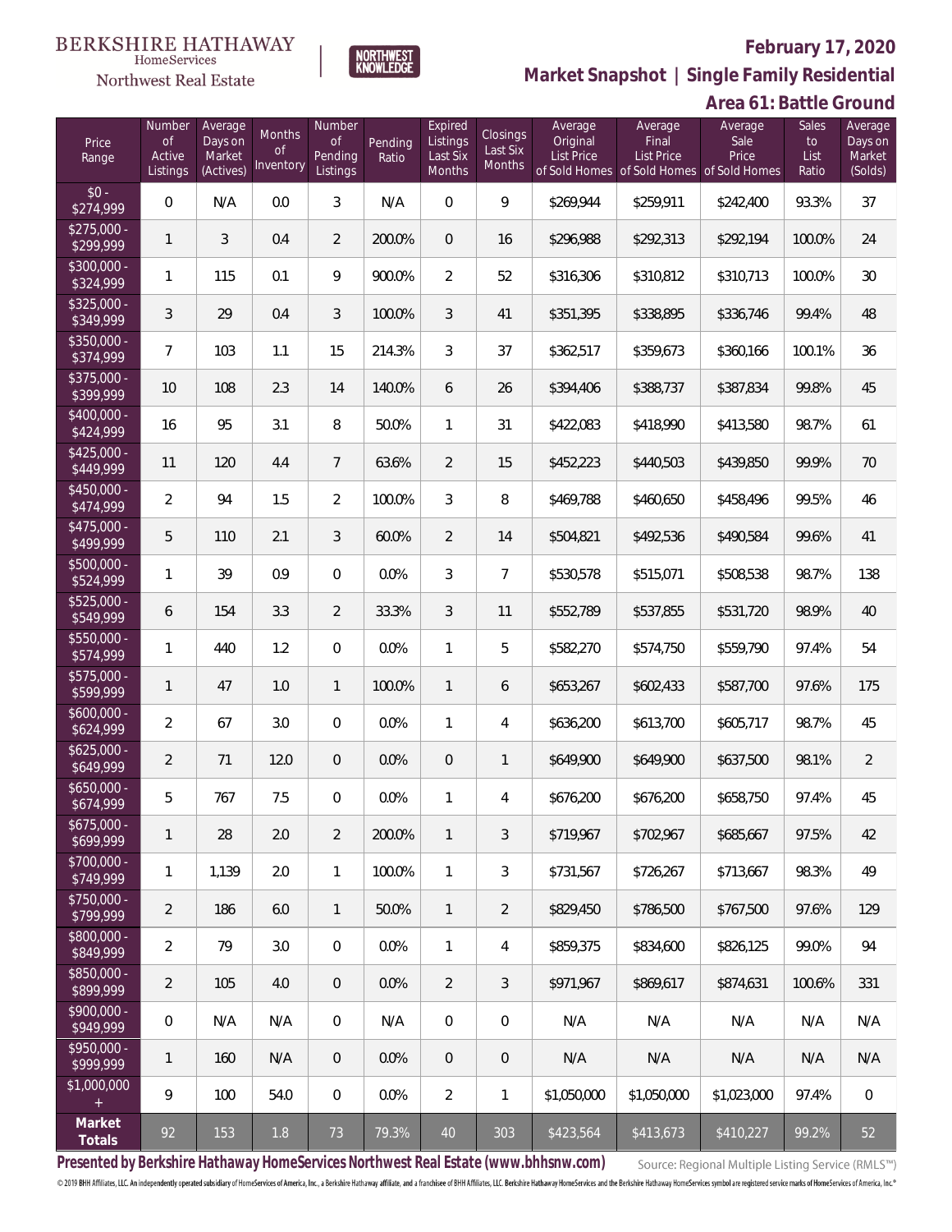BERKSHIRE HATHAWAY HomeServices Northwest Real Estate

NORTHWEST KNOWLEDGE

**February 17, 2020**

**Market Snapshot | Single Family Residential**

**Area 61: Battle Ground**

| Price Range | Number of Active Listings | Average Days on Market (Actives) | Months of Inventory | Number of Pending Listings | Pending Ratio | Expired Listings Last Six Months | Closings Last Six Months | Average Original List Price of Sold Homes | Average Final List Price of Sold Homes | Average Sale Price of Sold Homes | Sales to List Ratio | Average Days on Market (Solds) |
|---|---|---|---|---|---|---|---|---|---|---|---|---|
| $0 - $274,999 | 0 | N/A | 0.0 | 3 | N/A | 0 | 9 | $269,944 | $259,911 | $242,400 | 93.3% | 37 |
| $275,000 - $299,999 | 1 | 3 | 0.4 | 2 | 200.0% | 0 | 16 | $296,988 | $292,313 | $292,194 | 100.0% | 24 |
| $300,000 - $324,999 | 1 | 115 | 0.1 | 9 | 900.0% | 2 | 52 | $316,306 | $310,812 | $310,713 | 100.0% | 30 |
| $325,000 - $349,999 | 3 | 29 | 0.4 | 3 | 100.0% | 3 | 41 | $351,395 | $338,895 | $336,746 | 99.4% | 48 |
| $350,000 - $374,999 | 7 | 103 | 1.1 | 15 | 214.3% | 3 | 37 | $362,517 | $359,673 | $360,166 | 100.1% | 36 |
| $375,000 - $399,999 | 10 | 108 | 2.3 | 14 | 140.0% | 6 | 26 | $394,406 | $388,737 | $387,834 | 99.8% | 45 |
| $400,000 - $424,999 | 16 | 95 | 3.1 | 8 | 50.0% | 1 | 31 | $422,083 | $418,990 | $413,580 | 98.7% | 61 |
| $425,000 - $449,999 | 11 | 120 | 4.4 | 7 | 63.6% | 2 | 15 | $452,223 | $440,503 | $439,850 | 99.9% | 70 |
| $450,000 - $474,999 | 2 | 94 | 1.5 | 2 | 100.0% | 3 | 8 | $469,788 | $460,650 | $458,496 | 99.5% | 46 |
| $475,000 - $499,999 | 5 | 110 | 2.1 | 3 | 60.0% | 2 | 14 | $504,821 | $492,536 | $490,584 | 99.6% | 41 |
| $500,000 - $524,999 | 1 | 39 | 0.9 | 0 | 0.0% | 3 | 7 | $530,578 | $515,071 | $508,538 | 98.7% | 138 |
| $525,000 - $549,999 | 6 | 154 | 3.3 | 2 | 33.3% | 3 | 11 | $552,789 | $537,855 | $531,720 | 98.9% | 40 |
| $550,000 - $574,999 | 1 | 440 | 1.2 | 0 | 0.0% | 1 | 5 | $582,270 | $574,750 | $559,790 | 97.4% | 54 |
| $575,000 - $599,999 | 1 | 47 | 1.0 | 1 | 100.0% | 1 | 6 | $653,267 | $602,433 | $587,700 | 97.6% | 175 |
| $600,000 - $624,999 | 2 | 67 | 3.0 | 0 | 0.0% | 1 | 4 | $636,200 | $613,700 | $605,717 | 98.7% | 45 |
| $625,000 - $649,999 | 2 | 71 | 12.0 | 0 | 0.0% | 0 | 1 | $649,900 | $649,900 | $637,500 | 98.1% | 2 |
| $650,000 - $674,999 | 5 | 767 | 7.5 | 0 | 0.0% | 1 | 4 | $676,200 | $676,200 | $658,750 | 97.4% | 45 |
| $675,000 - $699,999 | 1 | 28 | 2.0 | 2 | 200.0% | 1 | 3 | $719,967 | $702,967 | $685,667 | 97.5% | 42 |
| $700,000 - $749,999 | 1 | 1,139 | 2.0 | 1 | 100.0% | 1 | 3 | $731,567 | $726,267 | $713,667 | 98.3% | 49 |
| $750,000 - $799,999 | 2 | 186 | 6.0 | 1 | 50.0% | 1 | 2 | $829,450 | $786,500 | $767,500 | 97.6% | 129 |
| $800,000 - $849,999 | 2 | 79 | 3.0 | 0 | 0.0% | 1 | 4 | $859,375 | $834,600 | $826,125 | 99.0% | 94 |
| $850,000 - $899,999 | 2 | 105 | 4.0 | 0 | 0.0% | 2 | 3 | $971,967 | $869,617 | $874,631 | 100.6% | 331 |
| $900,000 - $949,999 | 0 | N/A | N/A | 0 | N/A | 0 | 0 | N/A | N/A | N/A | N/A | N/A |
| $950,000 - $999,999 | 1 | 160 | N/A | 0 | 0.0% | 0 | 0 | N/A | N/A | N/A | N/A | N/A |
| $1,000,000 + | 9 | 100 | 54.0 | 0 | 0.0% | 2 | 1 | $1,050,000 | $1,050,000 | $1,023,000 | 97.4% | 0 |
| **Market Totals** | 92 | 153 | 1.8 | 73 | 79.3% | 40 | 303 | $423,564 | $413,673 | $410,227 | 99.2% | 52 |

**Presented by Berkshire Hathaway HomeServices Northwest Real Estate (www.bhhsnw.com)**

Source: Regional Multiple Listing Service (RMLS™)

© 2019 BHH Affiliates, LLC. An independently operated subsidiary of HomeServices of America, Inc., a Berkshire Hathaway affiliate, and a franchisee of BHH Affiliates, LLC. Berkshire Hathaway HomeServices and the Berkshire Hathaway HomeServices symbol are registered service marks of HomeServices of America, Inc.®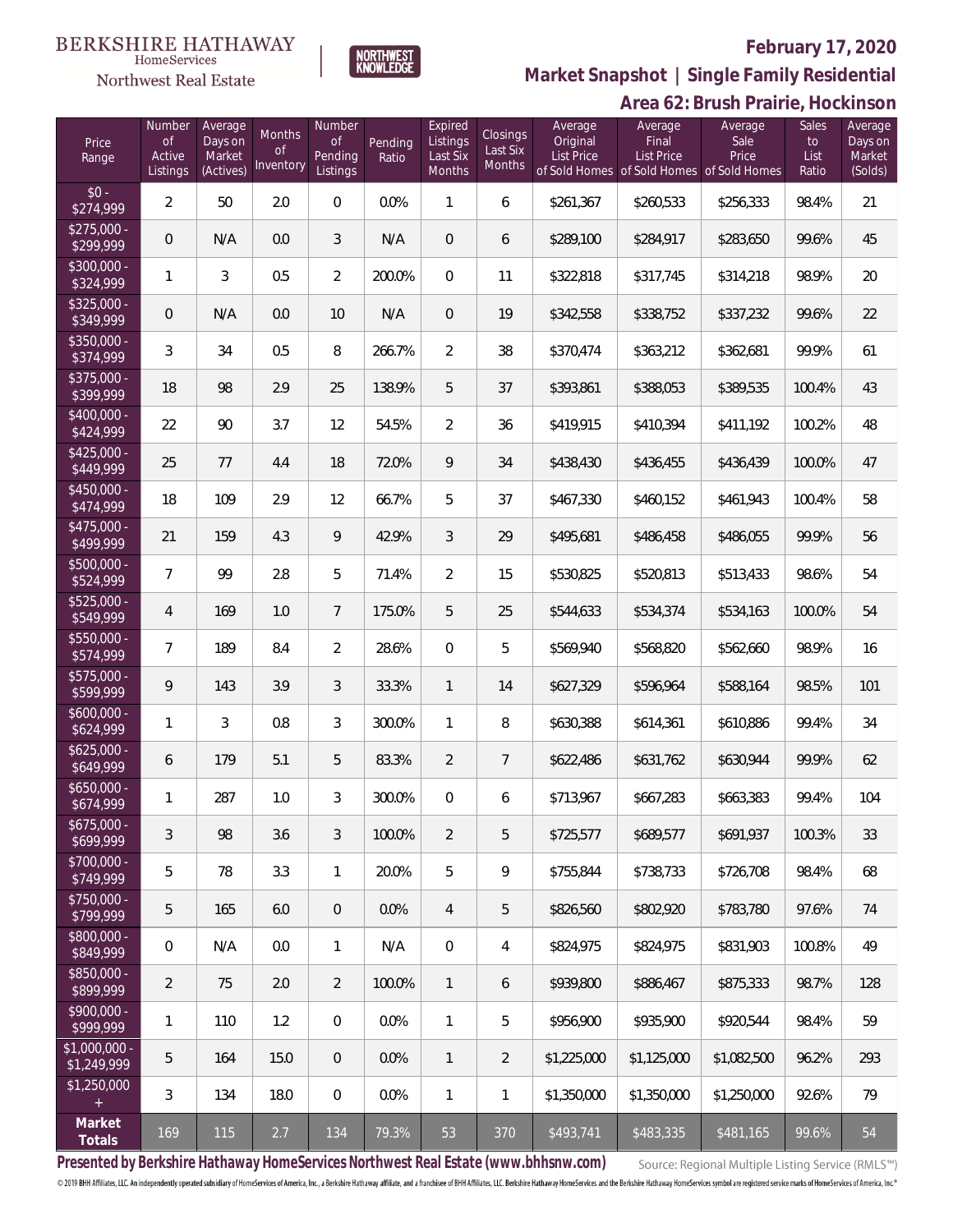BERKSHIRE HATHAWAY
HomeServices
Northwest Real Estate

NORTHWEST KNOWLEDGE

**February 17, 2020**

## Market Snapshot | Single Family Residential

## Area 62: Brush Prairie, Hockinson

| Price Range | Number of Active Listings | Average Days on Market (Actives) | Months of Inventory | Number of Pending Listings | Pending Ratio | Expired Listings Last Six Months | Closings Last Six Months | Average Original List Price of Sold Homes | Average Final List Price of Sold Homes | Average Sale Price of Sold Homes | Sales to List Ratio | Average Days on Market (Solds) |
|---|---|---|---|---|---|---|---|---|---|---|---|---|
| $0 - $274,999 | 2 | 50 | 2.0 | 0 | 0.0% | 1 | 6 | $261,367 | $260,533 | $256,333 | 98.4% | 21 |
| $275,000 - $299,999 | 0 | N/A | 0.0 | 3 | N/A | 0 | 6 | $289,100 | $284,917 | $283,650 | 99.6% | 45 |
| $300,000 - $324,999 | 1 | 3 | 0.5 | 2 | 200.0% | 0 | 11 | $322,818 | $317,745 | $314,218 | 98.9% | 20 |
| $325,000 - $349,999 | 0 | N/A | 0.0 | 10 | N/A | 0 | 19 | $342,558 | $338,752 | $337,232 | 99.6% | 22 |
| $350,000 - $374,999 | 3 | 34 | 0.5 | 8 | 266.7% | 2 | 38 | $370,474 | $363,212 | $362,681 | 99.9% | 61 |
| $375,000 - $399,999 | 18 | 98 | 2.9 | 25 | 138.9% | 5 | 37 | $393,861 | $388,053 | $389,535 | 100.4% | 43 |
| $400,000 - $424,999 | 22 | 90 | 3.7 | 12 | 54.5% | 2 | 36 | $419,915 | $410,394 | $411,192 | 100.2% | 48 |
| $425,000 - $449,999 | 25 | 77 | 4.4 | 18 | 72.0% | 9 | 34 | $438,430 | $436,455 | $436,439 | 100.0% | 47 |
| $450,000 - $474,999 | 18 | 109 | 2.9 | 12 | 66.7% | 5 | 37 | $467,330 | $460,152 | $461,943 | 100.4% | 58 |
| $475,000 - $499,999 | 21 | 159 | 4.3 | 9 | 42.9% | 3 | 29 | $495,681 | $486,458 | $486,055 | 99.9% | 56 |
| $500,000 - $524,999 | 7 | 99 | 2.8 | 5 | 71.4% | 2 | 15 | $530,825 | $520,813 | $513,433 | 98.6% | 54 |
| $525,000 - $549,999 | 4 | 169 | 1.0 | 7 | 175.0% | 5 | 25 | $544,633 | $534,374 | $534,163 | 100.0% | 54 |
| $550,000 - $574,999 | 7 | 189 | 8.4 | 2 | 28.6% | 0 | 5 | $569,940 | $568,820 | $562,660 | 98.9% | 16 |
| $575,000 - $599,999 | 9 | 143 | 3.9 | 3 | 33.3% | 1 | 14 | $627,329 | $596,964 | $588,164 | 98.5% | 101 |
| $600,000 - $624,999 | 1 | 3 | 0.8 | 3 | 300.0% | 1 | 8 | $630,388 | $614,361 | $610,886 | 99.4% | 34 |
| $625,000 - $649,999 | 6 | 179 | 5.1 | 5 | 83.3% | 2 | 7 | $622,486 | $631,762 | $630,944 | 99.9% | 62 |
| $650,000 - $674,999 | 1 | 287 | 1.0 | 3 | 300.0% | 0 | 6 | $713,967 | $667,283 | $663,383 | 99.4% | 104 |
| $675,000 - $699,999 | 3 | 98 | 3.6 | 3 | 100.0% | 2 | 5 | $725,577 | $689,577 | $691,937 | 100.3% | 33 |
| $700,000 - $749,999 | 5 | 78 | 3.3 | 1 | 20.0% | 5 | 9 | $755,844 | $738,733 | $726,708 | 98.4% | 68 |
| $750,000 - $799,999 | 5 | 165 | 6.0 | 0 | 0.0% | 4 | 5 | $826,560 | $802,920 | $783,780 | 97.6% | 74 |
| $800,000 - $849,999 | 0 | N/A | 0.0 | 1 | N/A | 0 | 4 | $824,975 | $824,975 | $831,903 | 100.8% | 49 |
| $850,000 - $899,999 | 2 | 75 | 2.0 | 2 | 100.0% | 1 | 6 | $939,800 | $886,467 | $875,333 | 98.7% | 128 |
| $900,000 - $999,999 | 1 | 110 | 1.2 | 0 | 0.0% | 1 | 5 | $956,900 | $935,900 | $920,544 | 98.4% | 59 |
| $1,000,000 - $1,249,999 | 5 | 164 | 15.0 | 0 | 0.0% | 1 | 2 | $1,225,000 | $1,125,000 | $1,082,500 | 96.2% | 293 |
| $1,250,000 + | 3 | 134 | 18.0 | 0 | 0.0% | 1 | 1 | $1,350,000 | $1,350,000 | $1,250,000 | 92.6% | 79 |
| **Market Totals** | 169 | 115 | 2.7 | 134 | 79.3% | 53 | 370 | $493,741 | $483,335 | $481,165 | 99.6% | 54 |

**Presented by Berkshire Hathaway HomeServices Northwest Real Estate (www.bhhsnw.com)** Source: Regional Multiple Listing Service (RMLS™)

© 2019 BHH Affiliates, LLC. An independently operated subsidiary of HomeServices of America, Inc., a Berkshire Hathaway affiliate, and a franchisee of BHH Affiliates, LLC. Berkshire Hathaway HomeServices and the Berkshire Hathaway HomeServices symbol are registered service marks of HomeServices of America, Inc.®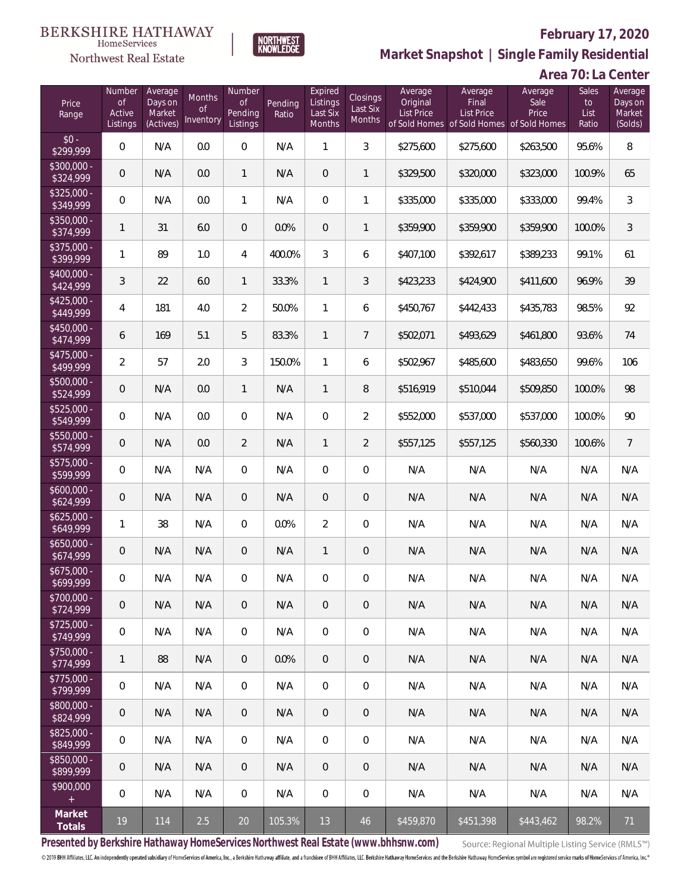BERKSHIRE HATHAWAY HomeServices Northwest Real Estate

NORTHWEST KNOWLEDGE

## February 17, 2020

## Market Snapshot | Single Family Residential

## Area 70: La Center

| Price Range | Number of Active Listings | Average Days on Market (Actives) | Months of Inventory | Number of Pending Listings | Pending Ratio | Expired Listings Last Six Months | Closings Last Six Months | Average Original List Price of Sold Homes | Average Final List Price of Sold Homes | Average Sale Price of Sold Homes | Sales to List Ratio | Average Days on Market (Solds) |
|---|---|---|---|---|---|---|---|---|---|---|---|---|
| $0 - $299,999 | 0 | N/A | 0.0 | 0 | N/A | 1 | 3 | $275,600 | $275,600 | $263,500 | 95.6% | 8 |
| $300,000 - $324,999 | 0 | N/A | 0.0 | 1 | N/A | 0 | 1 | $329,500 | $320,000 | $323,000 | 100.9% | 65 |
| $325,000 - $349,999 | 0 | N/A | 0.0 | 1 | N/A | 0 | 1 | $335,000 | $335,000 | $333,000 | 99.4% | 3 |
| $350,000 - $374,999 | 1 | 31 | 6.0 | 0 | 0.0% | 0 | 1 | $359,900 | $359,900 | $359,900 | 100.0% | 3 |
| $375,000 - $399,999 | 1 | 89 | 1.0 | 4 | 400.0% | 3 | 6 | $407,100 | $392,617 | $389,233 | 99.1% | 61 |
| $400,000 - $424,999 | 3 | 22 | 6.0 | 1 | 33.3% | 1 | 3 | $423,233 | $424,900 | $411,600 | 96.9% | 39 |
| $425,000 - $449,999 | 4 | 181 | 4.0 | 2 | 50.0% | 1 | 6 | $450,767 | $442,433 | $435,783 | 98.5% | 92 |
| $450,000 - $474,999 | 6 | 169 | 5.1 | 5 | 83.3% | 1 | 7 | $502,071 | $493,629 | $461,800 | 93.6% | 74 |
| $475,000 - $499,999 | 2 | 57 | 2.0 | 3 | 150.0% | 1 | 6 | $502,967 | $485,600 | $483,650 | 99.6% | 106 |
| $500,000 - $524,999 | 0 | N/A | 0.0 | 1 | N/A | 1 | 8 | $516,919 | $510,044 | $509,850 | 100.0% | 98 |
| $525,000 - $549,999 | 0 | N/A | 0.0 | 0 | N/A | 0 | 2 | $552,000 | $537,000 | $537,000 | 100.0% | 90 |
| $550,000 - $574,999 | 0 | N/A | 0.0 | 2 | N/A | 1 | 2 | $557,125 | $557,125 | $560,330 | 100.6% | 7 |
| $575,000 - $599,999 | 0 | N/A | N/A | 0 | N/A | 0 | 0 | N/A | N/A | N/A | N/A | N/A |
| $600,000 - $624,999 | 0 | N/A | N/A | 0 | N/A | 0 | 0 | N/A | N/A | N/A | N/A | N/A |
| $625,000 - $649,999 | 1 | 38 | N/A | 0 | 0.0% | 2 | 0 | N/A | N/A | N/A | N/A | N/A |
| $650,000 - $674,999 | 0 | N/A | N/A | 0 | N/A | 1 | 0 | N/A | N/A | N/A | N/A | N/A |
| $675,000 - $699,999 | 0 | N/A | N/A | 0 | N/A | 0 | 0 | N/A | N/A | N/A | N/A | N/A |
| $700,000 - $724,999 | 0 | N/A | N/A | 0 | N/A | 0 | 0 | N/A | N/A | N/A | N/A | N/A |
| $725,000 - $749,999 | 0 | N/A | N/A | 0 | N/A | 0 | 0 | N/A | N/A | N/A | N/A | N/A |
| $750,000 - $774,999 | 1 | 88 | N/A | 0 | 0.0% | 0 | 0 | N/A | N/A | N/A | N/A | N/A |
| $775,000 - $799,999 | 0 | N/A | N/A | 0 | N/A | 0 | 0 | N/A | N/A | N/A | N/A | N/A |
| $800,000 - $824,999 | 0 | N/A | N/A | 0 | N/A | 0 | 0 | N/A | N/A | N/A | N/A | N/A |
| $825,000 - $849,999 | 0 | N/A | N/A | 0 | N/A | 0 | 0 | N/A | N/A | N/A | N/A | N/A |
| $850,000 - $899,999 | 0 | N/A | N/A | 0 | N/A | 0 | 0 | N/A | N/A | N/A | N/A | N/A |
| $900,000 + | 0 | N/A | N/A | 0 | N/A | 0 | 0 | N/A | N/A | N/A | N/A | N/A |
| **Market Totals** | 19 | 114 | 2.5 | 20 | 105.3% | 13 | 46 | $459,870 | $451,398 | $443,462 | 98.2% | 71 |

**Presented by Berkshire Hathaway HomeServices Northwest Real Estate (www.bhhsnw.com)**

Source: Regional Multiple Listing Service (RMLS™)

© 2019 BHH Affiliates, LLC. An independently operated subsidiary of HomeServices of America, Inc., a Berkshire Hathaway affiliate, and a franchisee of BHH Affiliates, LLC. Berkshire Hathaway HomeServices and the Berkshire Hathaway HomeServices symbol are registered service marks of HomeServices of America, Inc.®